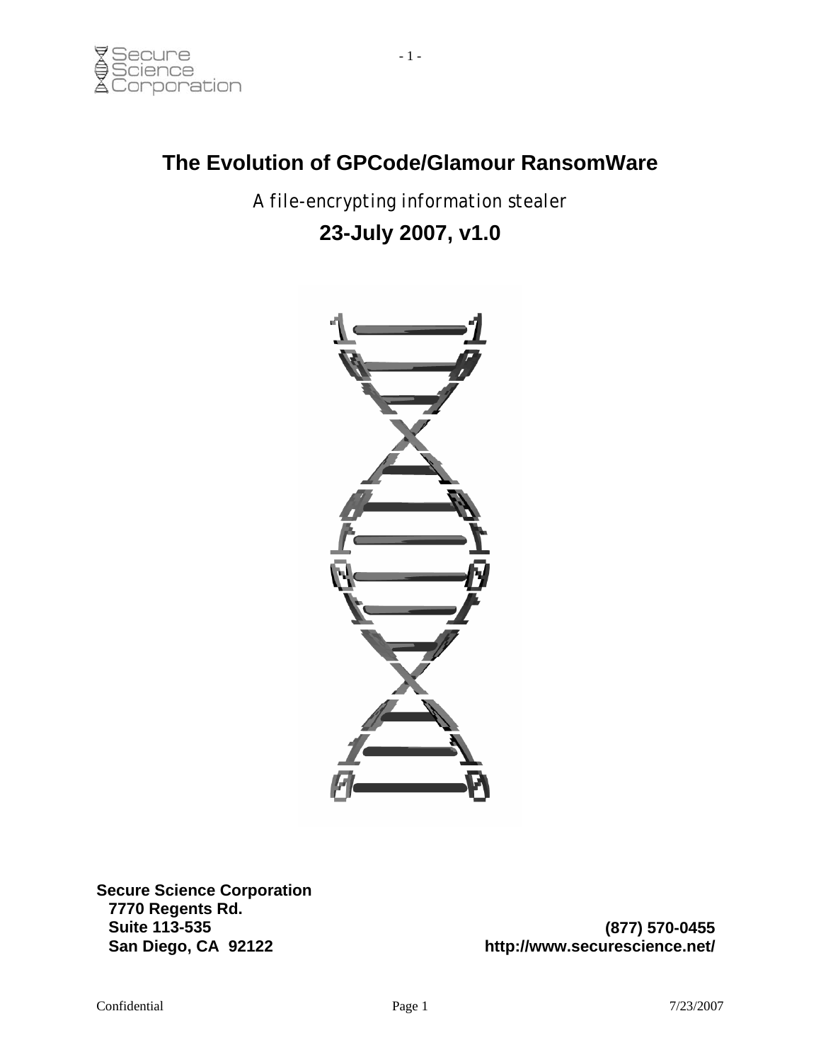# The Evolution of GPCode/Glamour RansomWare

*A file-encrypting information stealer*

**23-July 2007, v1.0**

**Secure Science Corporation**
**7770 Regents Rd.**
**Suite 113-535**
**San Diego, CA 92122**

**(877) 570-0455**
**http://www.securescience.net/**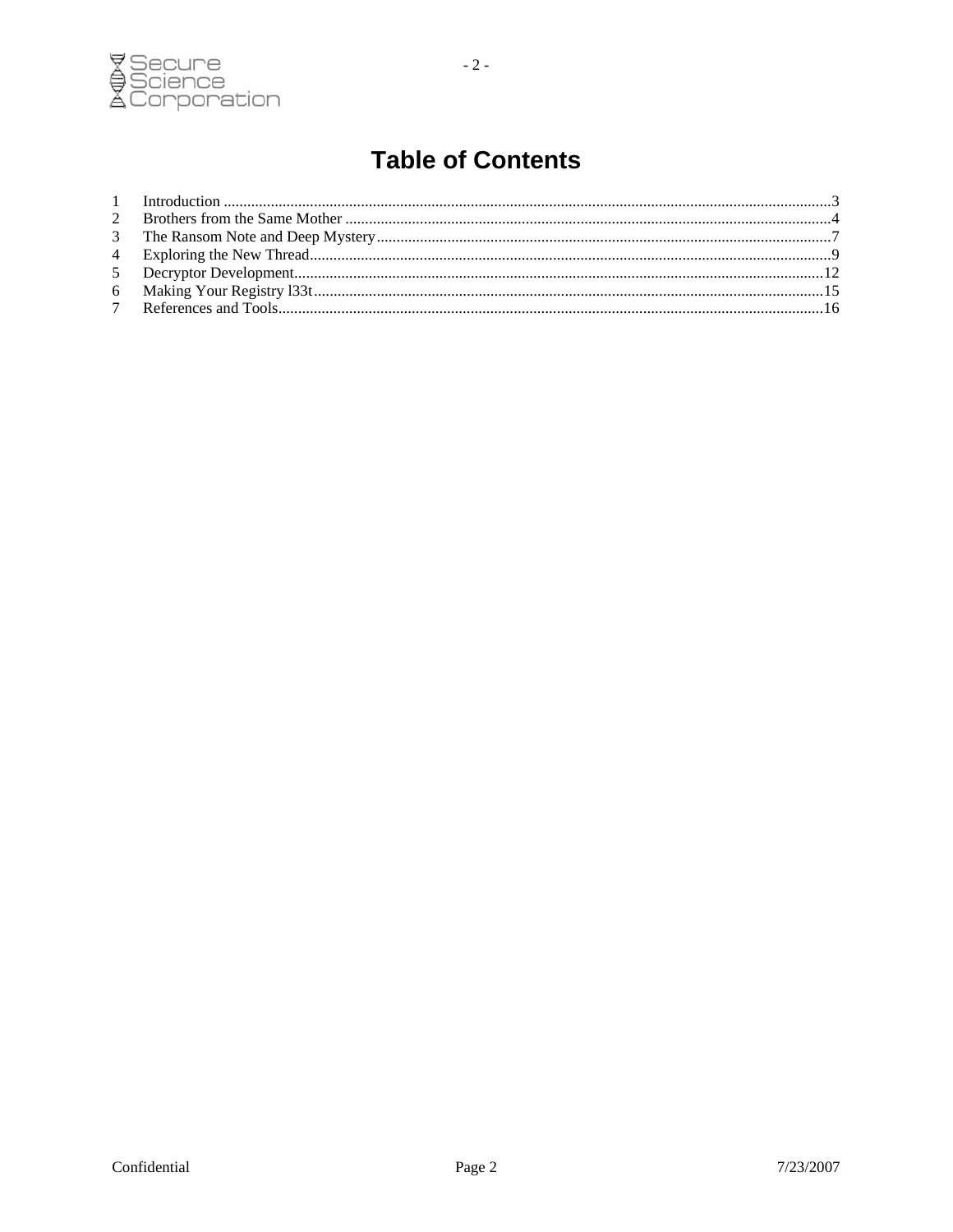# Table of Contents

1 Introduction ..........3
2 Brothers from the Same Mother ..........4
3 The Ransom Note and Deep Mystery..........7
4 Exploring the New Thread..........9
5 Decryptor Development..........12
6 Making Your Registry l33t..........15
7 References and Tools..........16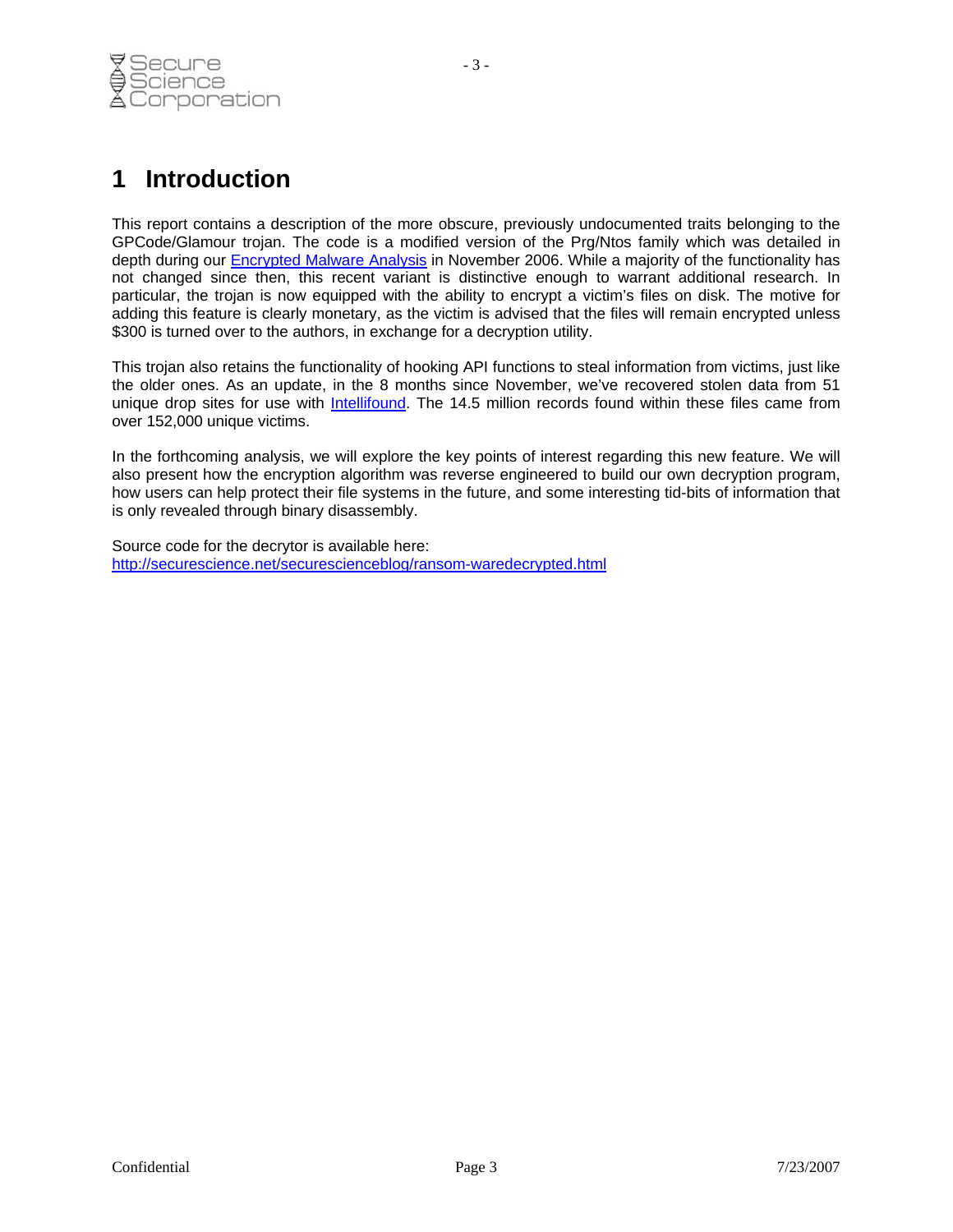# 1 Introduction

This report contains a description of the more obscure, previously undocumented traits belonging to the GPCode/Glamour trojan. The code is a modified version of the Prg/Ntos family which was detailed in depth during our [Encrypted Malware Analysis] in November 2006. While a majority of the functionality has not changed since then, this recent variant is distinctive enough to warrant additional research. In particular, the trojan is now equipped with the ability to encrypt a victim's files on disk. The motive for adding this feature is clearly monetary, as the victim is advised that the files will remain encrypted unless $300 is turned over to the authors, in exchange for a decryption utility.

This trojan also retains the functionality of hooking API functions to steal information from victims, just like the older ones. As an update, in the 8 months since November, we've recovered stolen data from 51 unique drop sites for use with [Intellifound]. The 14.5 million records found within these files came from over 152,000 unique victims.

In the forthcoming analysis, we will explore the key points of interest regarding this new feature. We will also present how the encryption algorithm was reverse engineered to build our own decryption program, how users can help protect their file systems in the future, and some interesting tid-bits of information that is only revealed through binary disassembly.

Source code for the decrytor is available here:
http://securescience.net/securescienceblog/ransom-waredecrypted.html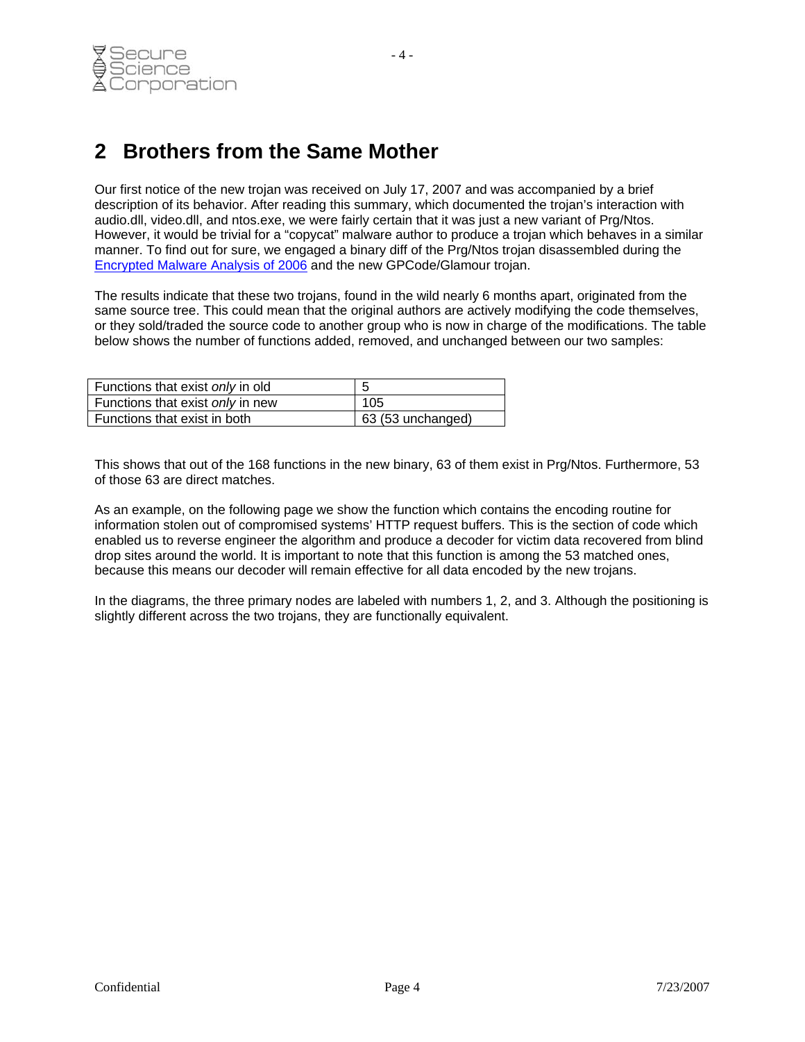## 2 Brothers from the Same Mother

Our first notice of the new trojan was received on July 17, 2007 and was accompanied by a brief description of its behavior. After reading this summary, which documented the trojan's interaction with audio.dll, video.dll, and ntos.exe, we were fairly certain that it was just a new variant of Prg/Ntos. However, it would be trivial for a "copycat" malware author to produce a trojan which behaves in a similar manner. To find out for sure, we engaged a binary diff of the Prg/Ntos trojan disassembled during the Encrypted Malware Analysis of 2006 and the new GPCode/Glamour trojan.

The results indicate that these two trojans, found in the wild nearly 6 months apart, originated from the same source tree. This could mean that the original authors are actively modifying the code themselves, or they sold/traded the source code to another group who is now in charge of the modifications. The table below shows the number of functions added, removed, and unchanged between our two samples:

| | |
|---|---|
| Functions that exist *only* in old | 5 |
| Functions that exist *only* in new | 105 |
| Functions that exist in both | 63 (53 unchanged) |

This shows that out of the 168 functions in the new binary, 63 of them exist in Prg/Ntos. Furthermore, 53 of those 63 are direct matches.

As an example, on the following page we show the function which contains the encoding routine for information stolen out of compromised systems' HTTP request buffers. This is the section of code which enabled us to reverse engineer the algorithm and produce a decoder for victim data recovered from blind drop sites around the world. It is important to note that this function is among the 53 matched ones, because this means our decoder will remain effective for all data encoded by the new trojans.

In the diagrams, the three primary nodes are labeled with numbers 1, 2, and 3. Although the positioning is slightly different across the two trojans, they are functionally equivalent.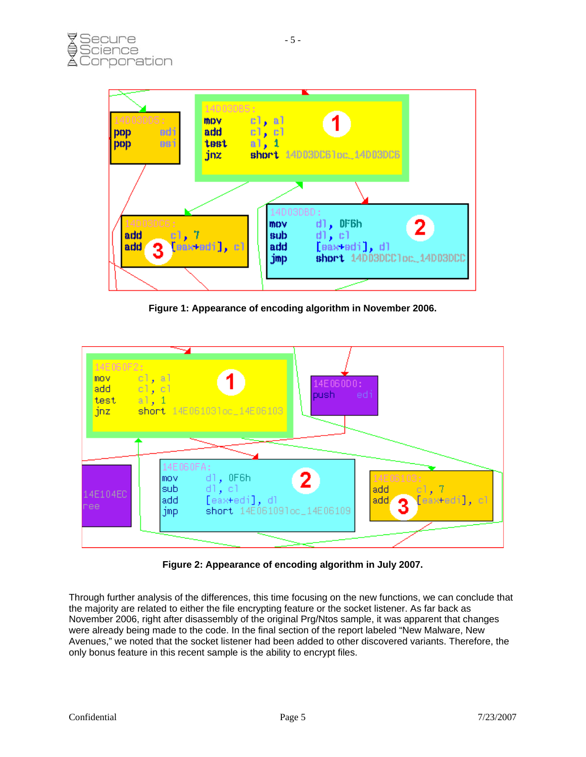```
14D03DD5:
pop     edi
pop     esi
```

```
14D03DB5:
mov     cl, al
add     cl, cl
test    al, 1
jnz     short 14D03DC6loc_14D03DC6
```

```
14D03DC6:
add     cl, 7
add     [eax+edi], cl
```

```
14D03DBD:
mov     dl, 0F6h
sub     dl, cl
add     [eax+edi], dl
jmp     short 14D03DCCloc_14D03DCC
```

**Figure 1: Appearance of encoding algorithm in November 2006.**

```
14E060F2:
mov     cl, al
add     cl, cl
test    al, 1
jnz     short 14E06103loc_14E06103
```

```
14E060D0:
push    edi
```

```
14E104EC
ree
```

```
14E060FA:
mov     dl, 0F6h
sub     dl, cl
add     [eax+edi], dl
jmp     short 14E06109loc_14E06109
```

```
14E06103:
add     cl, 7
add     [eax+edi], cl
```

**Figure 2: Appearance of encoding algorithm in July 2007.**

Through further analysis of the differences, this time focusing on the new functions, we can conclude that the majority are related to either the file encrypting feature or the socket listener. As far back as November 2006, right after disassembly of the original Prg/Ntos sample, it was apparent that changes were already being made to the code. In the final section of the report labeled "New Malware, New Avenues," we noted that the socket listener had been added to other discovered variants. Therefore, the only bonus feature in this recent sample is the ability to encrypt files.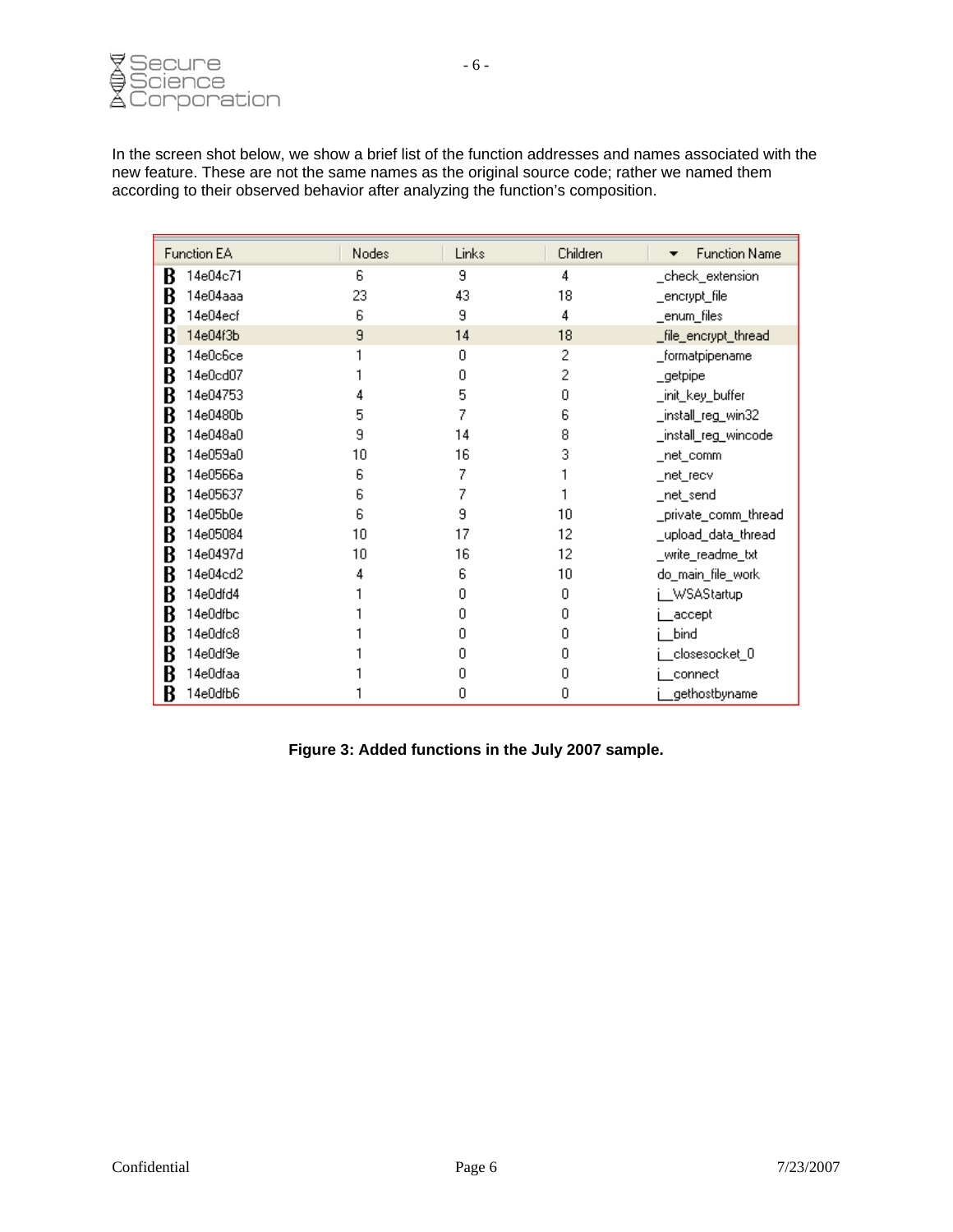In the screen shot below, we show a brief list of the function addresses and names associated with the new feature. These are not the same names as the original source code; rather we named them according to their observed behavior after analyzing the function's composition.

| Function EA | Nodes | Links | Children | Function Name |
|---|---|---|---|---|
| 14e04c71 | 6 | 9 | 4 | _check_extension |
| 14e04aaa | 23 | 43 | 18 | _encrypt_file |
| 14e04ecf | 6 | 9 | 4 | _enum_files |
| 14e04f3b | 9 | 14 | 18 | _file_encrypt_thread |
| 14e0c6ce | 1 | 0 | 2 | _formatpipename |
| 14e0cd07 | 1 | 0 | 2 | _getpipe |
| 14e04753 | 4 | 5 | 0 | _init_key_buffer |
| 14e0480b | 5 | 7 | 6 | _install_reg_win32 |
| 14e048a0 | 9 | 14 | 8 | _install_reg_wincode |
| 14e059a0 | 10 | 16 | 3 | _net_comm |
| 14e0566a | 6 | 7 | 1 | _net_recv |
| 14e05637 | 6 | 7 | 1 | _net_send |
| 14e05b0e | 6 | 9 | 10 | _private_comm_thread |
| 14e05084 | 10 | 17 | 12 | _upload_data_thread |
| 14e0497d | 10 | 16 | 12 | _write_readme_txt |
| 14e04cd2 | 4 | 6 | 10 | do_main_file_work |
| 14e0dfd4 | 1 | 0 | 0 | j__WSAStartup |
| 14e0dfbc | 1 | 0 | 0 | j__accept |
| 14e0dfc8 | 1 | 0 | 0 | j__bind |
| 14e0df9e | 1 | 0 | 0 | j__closesocket_0 |
| 14e0dfaa | 1 | 0 | 0 | j__connect |
| 14e0dfb6 | 1 | 0 | 0 | j__gethostbyname |

**Figure 3: Added functions in the July 2007 sample.**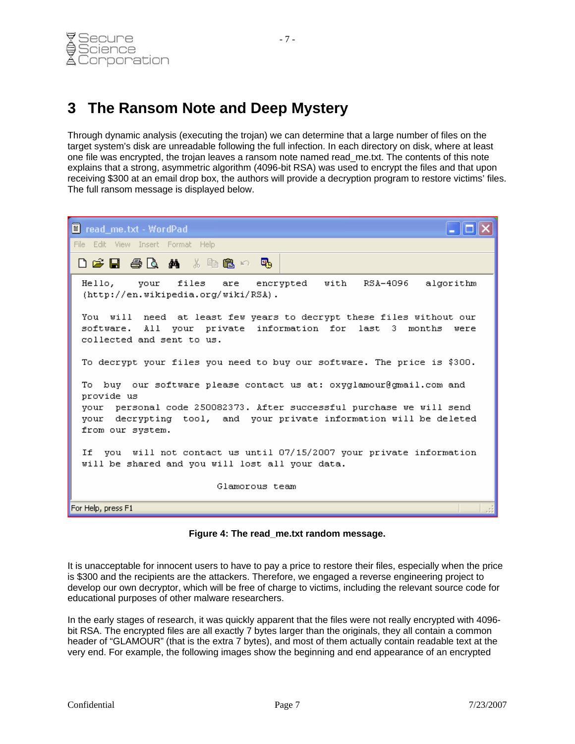# 3 The Ransom Note and Deep Mystery

Through dynamic analysis (executing the trojan) we can determine that a large number of files on the target system's disk are unreadable following the full infection. In each directory on disk, where at least one file was encrypted, the trojan leaves a ransom note named read_me.txt. The contents of this note explains that a strong, asymmetric algorithm (4096-bit RSA) was used to encrypt the files and that upon receiving $300 at an email drop box, the authors will provide a decryption program to restore victims' files. The full ransom message is displayed below.

```
Hello, your files are encrypted with RSA-4096 algorithm
(http://en.wikipedia.org/wiki/RSA).

You will need at least few years to decrypt these files without our
software. All your private information for last 3 months were
collected and sent to us.

To decrypt your files you need to buy our software. The price is $300.

To buy our software please contact us at: oxyglamour@gmail.com and
provide us
your personal code 250082373. After successful purchase we will send
your decrypting tool, and your private information will be deleted
from our system.

If you will not contact us until 07/15/2007 your private information
will be shared and you will lost all your data.

                              Glamorous team
```

**Figure 4: The read_me.txt random message.**

It is unacceptable for innocent users to have to pay a price to restore their files, especially when the price is $300 and the recipients are the attackers. Therefore, we engaged a reverse engineering project to develop our own decryptor, which will be free of charge to victims, including the relevant source code for educational purposes of other malware researchers.

In the early stages of research, it was quickly apparent that the files were not really encrypted with 4096-bit RSA. The encrypted files are all exactly 7 bytes larger than the originals, they all contain a common header of "GLAMOUR" (that is the extra 7 bytes), and most of them actually contain readable text at the very end. For example, the following images show the beginning and end appearance of an encrypted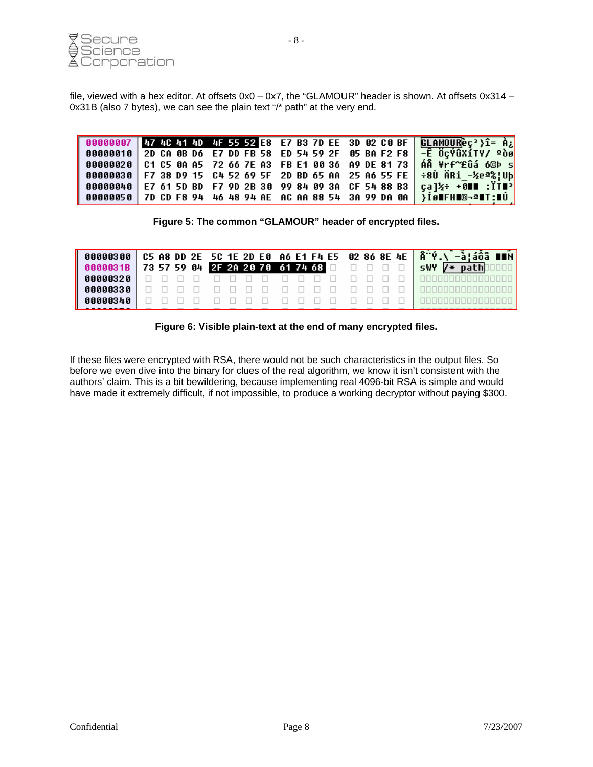file, viewed with a hex editor. At offsets 0x0 – 0x7, the "GLAMOUR" header is shown. At offsets 0x314 – 0x31B (also 7 bytes), we can see the plain text "/* path" at the very end.

```
00000007 | 47 4C 41 4D  4F 55 52 E8  E7 B3 7D EE  3D 02 C0 BF | GLAMOURèç³}î= À¿
00000010 | 2D CA 0B D6  E7 DD FB 58  ED 54 59 2F  05 BA F2 F8 | -Ê ÖçÝûXíTY/ ºòø
00000020 | C1 C5 0A A5  72 66 7E A3  FB E1 00 36  A9 DE 81 73 | ÁÅ ¥rf~£ûá 6©Þ s
00000030 | F7 38 D9 15  C4 52 69 5F  2D BD 65 AA  25 A6 55 FE | ÷8Ù ÄRi_-½eª%¦Uþ
00000040 | E7 61 5D BD  F7 9D 2B 30  99 84 09 3A  CF 54 88 B3 | ça]½÷ +0   :ÏT ³
00000050 | 7D CD F8 94  46 48 94 AE  AC AA 88 54  3A 99 DA 0A | }Íø FH ®¬ª T: Ú
```

**Figure 5: The common "GLAMOUR" header of encrypted files.**

```
00000300 | C5 A8 DD 2E  5C 1E 2D E0  A6 E1 F4 E5  02 86 8E 4E | Å¨Ý.\ -à¦áôå   N
0000031B | 73 57 59 04  2F 2A 20 70  61 74 68                 | sWY /* path
00000320 |
00000330 |
00000340 |
```

**Figure 6: Visible plain-text at the end of many encrypted files.**

If these files were encrypted with RSA, there would not be such characteristics in the output files. So before we even dive into the binary for clues of the real algorithm, we know it isn't consistent with the authors' claim. This is a bit bewildering, because implementing real 4096-bit RSA is simple and would have made it extremely difficult, if not impossible, to produce a working decryptor without paying $300.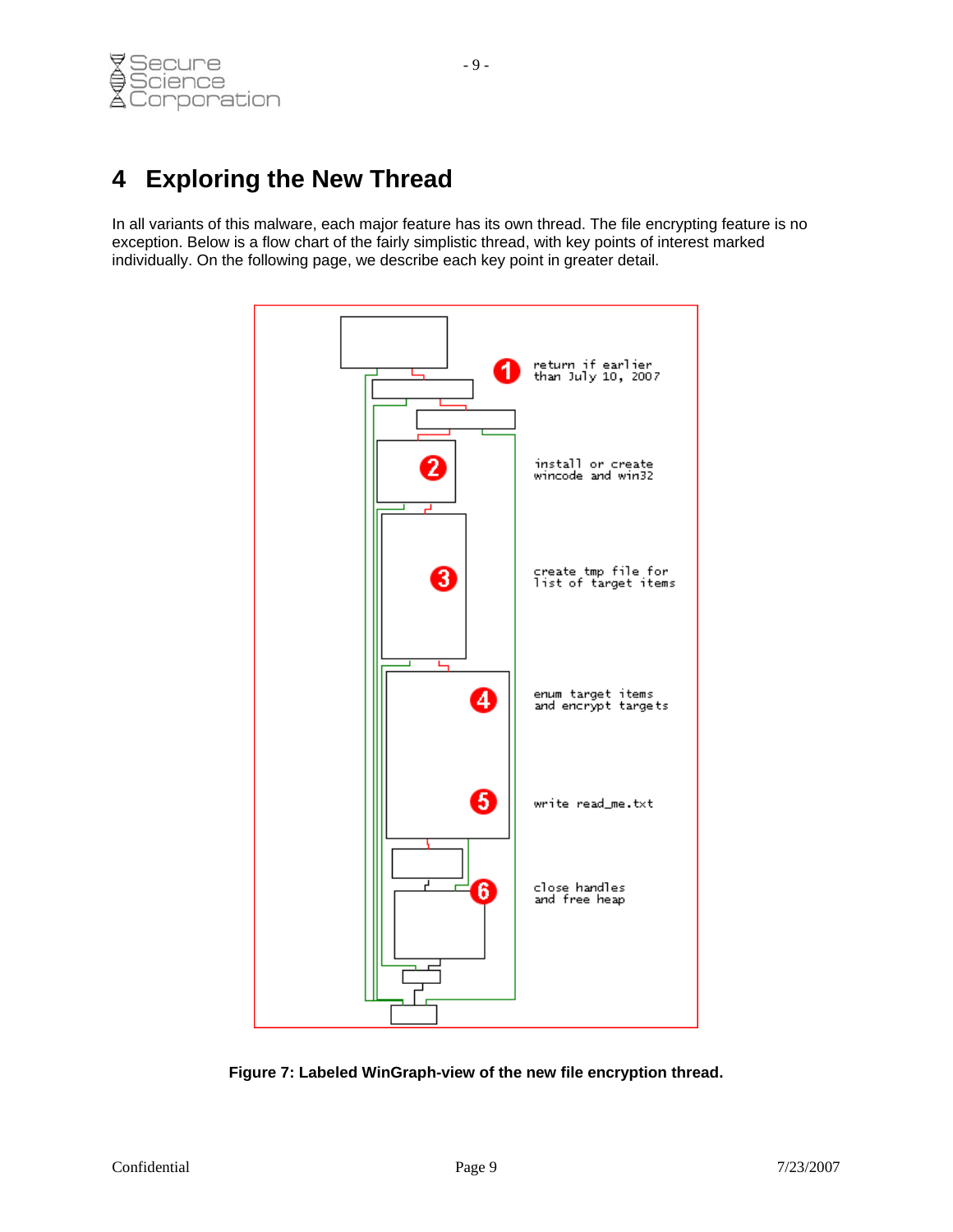# 4 Exploring the New Thread

In all variants of this malware, each major feature has its own thread. The file encrypting feature is no exception. Below is a flow chart of the fairly simplistic thread, with key points of interest marked individually. On the following page, we describe each key point in greater detail.

1. return if earlier than July 10, 2007
2. install or create wincode and win32
3. create tmp file for list of target items
4. enum target items and encrypt targets
5. write read_me.txt
6. close handles and free heap

**Figure 7: Labeled WinGraph-view of the new file encryption thread.**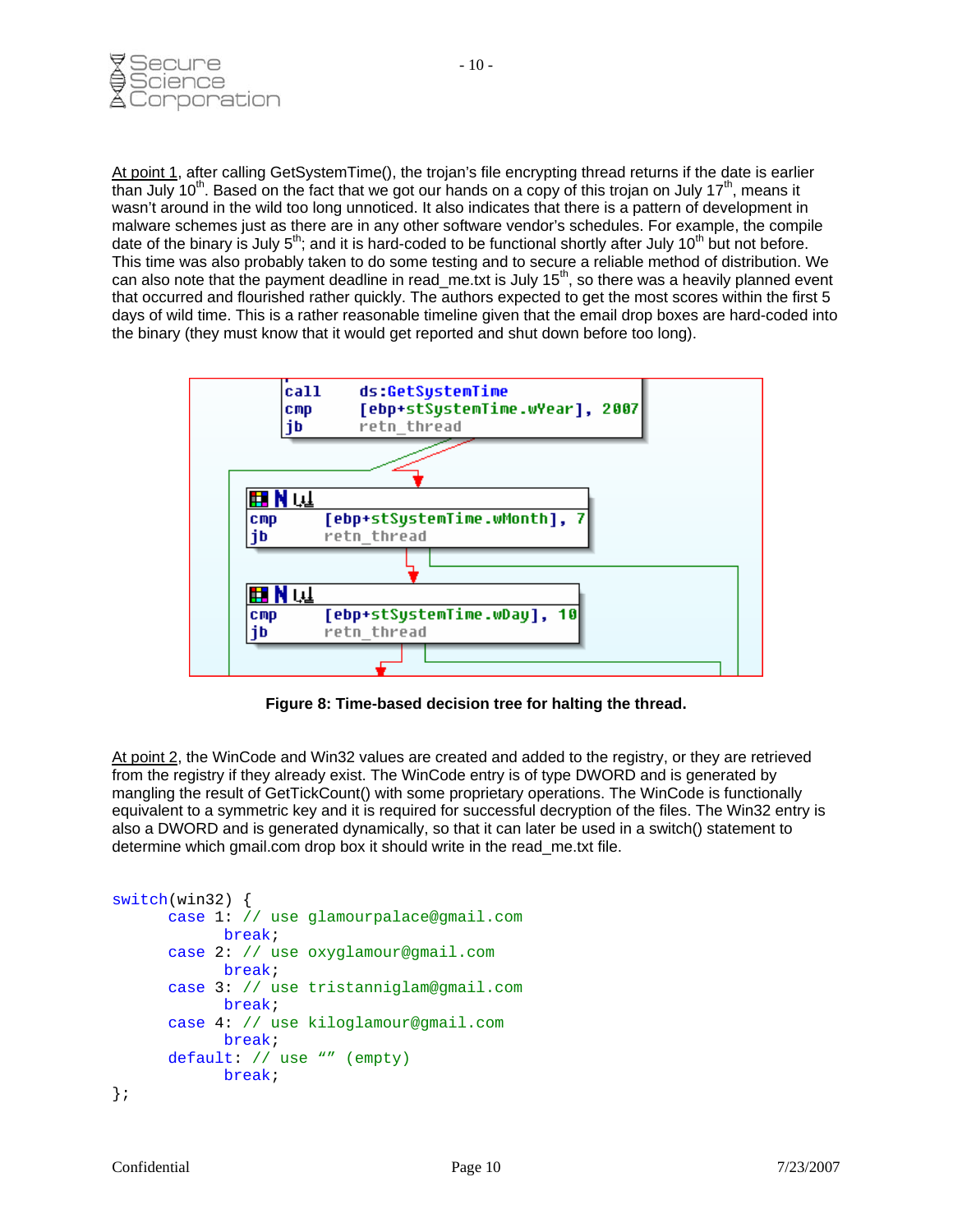At point 1, after calling GetSystemTime(), the trojan's file encrypting thread returns if the date is earlier than July 10th. Based on the fact that we got our hands on a copy of this trojan on July 17th, means it wasn't around in the wild too long unnoticed. It also indicates that there is a pattern of development in malware schemes just as there are in any other software vendor's schedules. For example, the compile date of the binary is July 5th; and it is hard-coded to be functional shortly after July 10th but not before. This time was also probably taken to do some testing and to secure a reliable method of distribution. We can also note that the payment deadline in read_me.txt is July 15th, so there was a heavily planned event that occurred and flourished rather quickly. The authors expected to get the most scores within the first 5 days of wild time. This is a rather reasonable timeline given that the email drop boxes are hard-coded into the binary (they must know that it would get reported and shut down before too long).

```
call    ds:GetSystemTime
cmp     [ebp+stSystemTime.wYear], 2007
jb      retn_thread

cmp     [ebp+stSystemTime.wMonth], 7
jb      retn_thread

cmp     [ebp+stSystemTime.wDay], 10
jb      retn_thread
```

**Figure 8: Time-based decision tree for halting the thread.**

At point 2, the WinCode and Win32 values are created and added to the registry, or they are retrieved from the registry if they already exist. The WinCode entry is of type DWORD and is generated by mangling the result of GetTickCount() with some proprietary operations. The WinCode is functionally equivalent to a symmetric key and it is required for successful decryption of the files. The Win32 entry is also a DWORD and is generated dynamically, so that it can later be used in a switch() statement to determine which gmail.com drop box it should write in the read_me.txt file.

```
switch(win32) {
      case 1: // use glamourpalace@gmail.com
            break;
      case 2: // use oxyglamour@gmail.com
            break;
      case 3: // use tristanniglam@gmail.com
            break;
      case 4: // use kiloglamour@gmail.com
            break;
      default: // use "" (empty)
            break;
};
```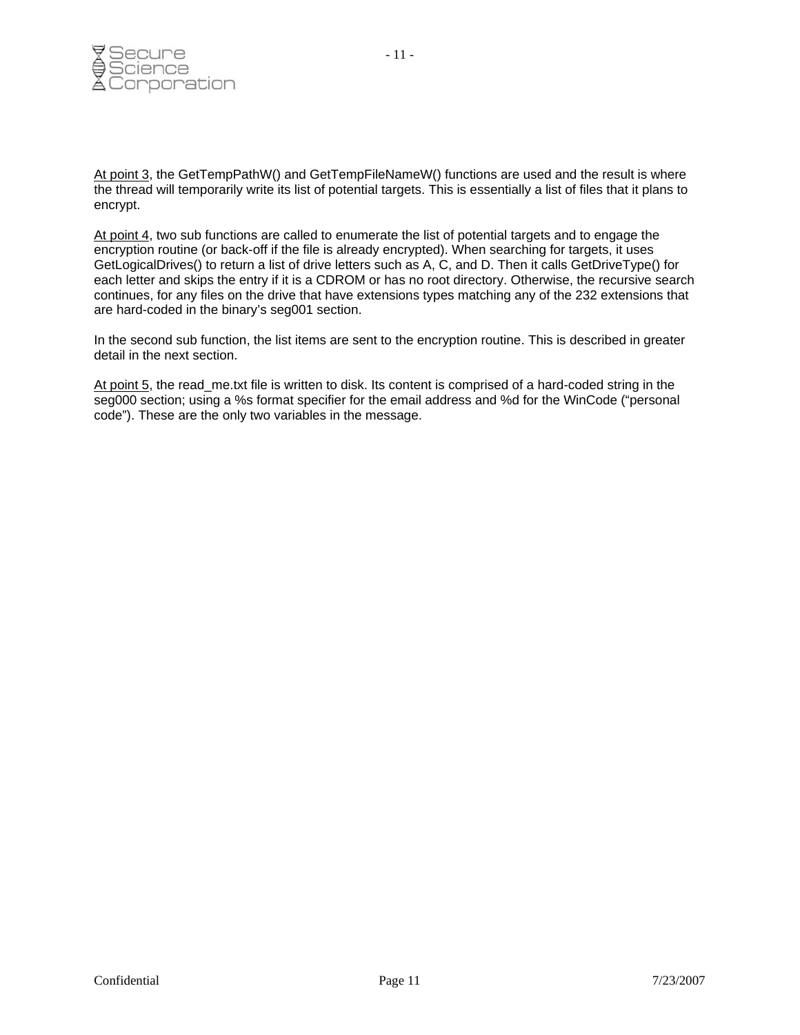At point 3, the GetTempPathW() and GetTempFileNameW() functions are used and the result is where the thread will temporarily write its list of potential targets. This is essentially a list of files that it plans to encrypt.

At point 4, two sub functions are called to enumerate the list of potential targets and to engage the encryption routine (or back-off if the file is already encrypted). When searching for targets, it uses GetLogicalDrives() to return a list of drive letters such as A, C, and D. Then it calls GetDriveType() for each letter and skips the entry if it is a CDROM or has no root directory. Otherwise, the recursive search continues, for any files on the drive that have extensions types matching any of the 232 extensions that are hard-coded in the binary's seg001 section.

In the second sub function, the list items are sent to the encryption routine. This is described in greater detail in the next section.

At point 5, the read_me.txt file is written to disk. Its content is comprised of a hard-coded string in the seg000 section; using a %s format specifier for the email address and %d for the WinCode ("personal code"). These are the only two variables in the message.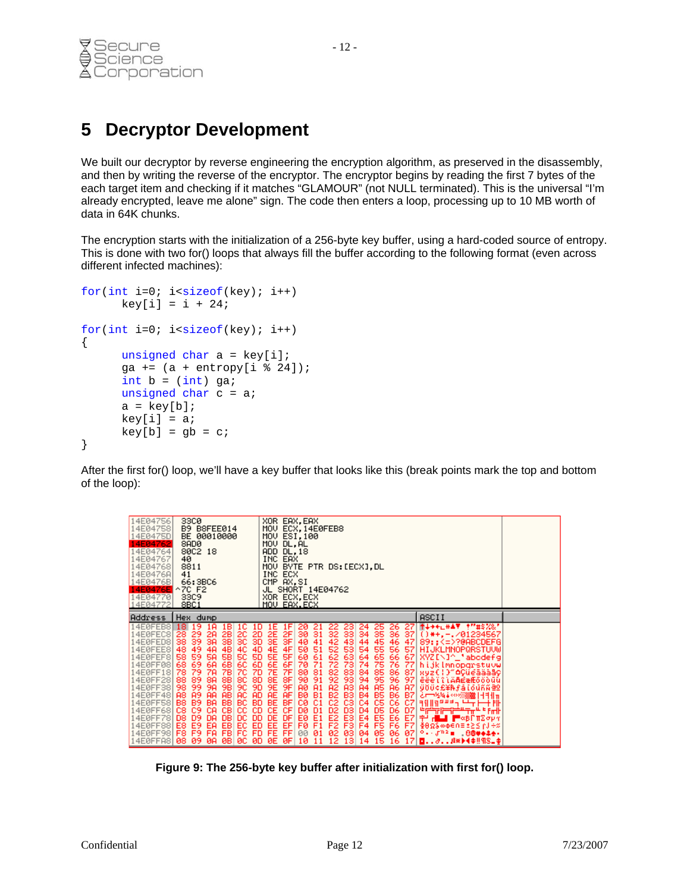# 5 Decryptor Development

We built our decryptor by reverse engineering the encryption algorithm, as preserved in the disassembly, and then by writing the reverse of the encryptor. The encryptor begins by reading the first 7 bytes of the each target item and checking if it matches "GLAMOUR" (not NULL terminated). This is the universal "I'm already encrypted, leave me alone" sign. The code then enters a loop, processing up to 10 MB worth of data in 64K chunks.

The encryption starts with the initialization of a 256-byte key buffer, using a hard-coded source of entropy. This is done with two for() loops that always fill the buffer according to the following format (even across different infected machines):

```
for(int i=0; i<sizeof(key); i++)
      key[i] = i + 24;

for(int i=0; i<sizeof(key); i++)
{
      unsigned char a = key[i];
      ga += (a + entropy[i % 24]);
      int b = (int) ga;
      unsigned char c = a;
      a = key[b];
      key[i] = a;
      key[b] = gb = c;
}
```

After the first for() loop, we'll have a key buffer that looks like this (break points mark the top and bottom of the loop):

```
14E04756  33C0           XOR EAX,EAX
14E04758  B9 B8FEE014    MOV ECX,14E0FEB8
14E0475D  BE 00010000    MOV ESI,100
14E04762  8AD0           MOV DL,AL
14E04764  80C2 18        ADD DL,18
14E04767  40             INC EAX
14E04768  8811           MOV BYTE PTR DS:[ECX],DL
14E0476A  41             INC ECX
14E0476B  66:3BC6        CMP AX,SI
14E0476E ^7C F2          JL SHORT 14E04762
14E04770  33C9           XOR ECX,ECX
14E04772  8BC1           MOV EAX,ECX

Address   Hex dump
14E0FEB8  18 19 1A 1B 1C 1D 1E 1F 20 21 22 23 24 25 26 27
14E0FEC8  28 29 2A 2B 2C 2D 2E 2F 30 31 32 33 34 35 36 37
14E0FED8  38 39 3A 3B 3C 3D 3E 3F 40 41 42 43 44 45 46 47
14E0FEE8  48 49 4A 4B 4C 4D 4E 4F 50 51 52 53 54 55 56 57
14E0FEF8  58 59 5A 5B 5C 5D 5E 5F 60 61 62 63 64 65 66 67
14E0FF08  68 69 6A 6B 6C 6D 6E 6F 70 71 72 73 74 75 76 77
14E0FF18  78 79 7A 7B 7C 7D 7E 7F 80 81 82 83 84 85 86 87
14E0FF28  88 89 8A 8B 8C 8D 8E 8F 90 91 92 93 94 95 96 97
14E0FF38  98 99 9A 9B 9C 9D 9E 9F A0 A1 A2 A3 A4 A5 A6 A7
14E0FF48  A8 A9 AA AB AC AD AE AF B0 B1 B2 B3 B4 B5 B6 B7
14E0FF58  B8 B9 BA BB BC BD BE BF C0 C1 C2 C3 C4 C5 C6 C7
14E0FF68  C8 C9 CA CB CC CD CE CF D0 D1 D2 D3 D4 D5 D6 D7
14E0FF78  D8 D9 DA DB DC DD DE DF E0 E1 E2 E3 E4 E5 E6 E7
14E0FF88  E8 E9 EA EB EC ED EE EF F0 F1 F2 F3 F4 F5 F6 F7
14E0FF98  F8 F9 FA FB FC FD FE FF 00 01 02 03 04 05 06 07
14E0FFA8  08 09 0A 0B 0C 0D 0E 0F 10 11 12 13 14 15 16 17
```

**Figure 9: The 256-byte key buffer after initialization with first for() loop.**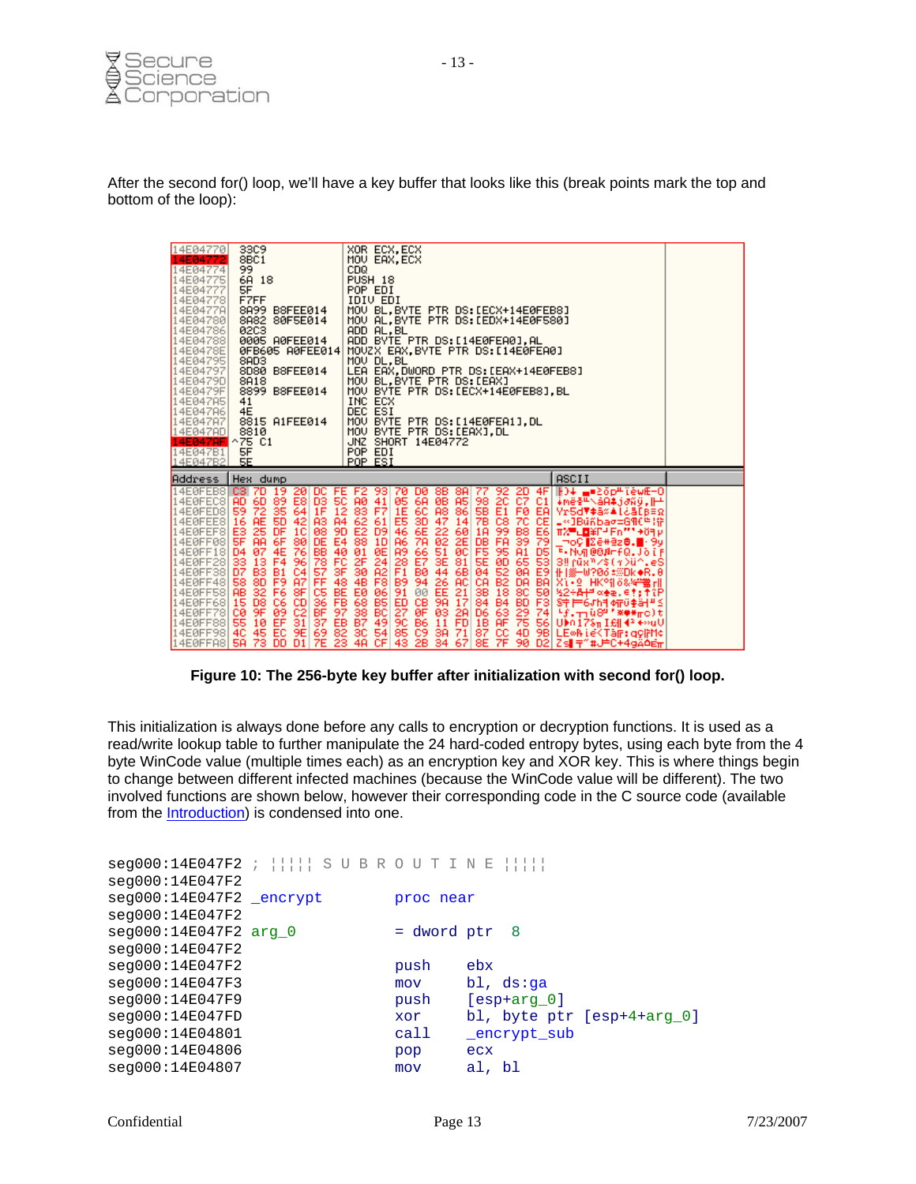After the second for() loop, we'll have a key buffer that looks like this (break points mark the top and bottom of the loop):

```
14E04770  33C9             XOR ECX,ECX
14E04772  8BC1             MOV EAX,ECX
14E04774  99               CDQ
14E04775  6A 18            PUSH 18
14E04777  5F               POP EDI
14E04778  F7FF             IDIV EDI
14E0477A  8A99 B8FEE014    MOV BL,BYTE PTR DS:[ECX+14E0FEB8]
14E04780  8A82 80F5E014    MOV AL,BYTE PTR DS:[EDX+14E0F580]
14E04786  02C3             ADD AL,BL
14E04788  0005 A0FEE014    ADD BYTE PTR DS:[14E0FEA0],AL
14E0478E  0FB605 A0FEE014  MOVZX EAX,BYTE PTR DS:[14E0FEA0]
14E04795  8AD3             MOV DL,BL
14E04797  8D80 B8FEE014    LEA EAX,DWORD PTR DS:[EAX+14E0FEB8]
14E0479D  8A18             MOV BL,BYTE PTR DS:[EAX]
14E0479F  8899 B8FEE014    MOV BYTE PTR DS:[ECX+14E0FEB8],BL
14E047A5  41               INC ECX
14E047A6  4E               DEC ESI
14E047A7  8815 A1FEE014    MOV BYTE PTR DS:[14E0FEA1],DL
14E047AD  8810             MOV BYTE PTR DS:[EAX],DL
14E047AF  ^75 C1           JNZ SHORT 14E04772
14E047B1  5F               POP EDI
14E047B2  5E               POP ESI

Address   Hex dump
14E0FEB8  C3 7D 19 20 DC FE F2 93 70 D0 8B 8A 77 92 2D 4F
14E0FEC8  AD 6D 89 E8 D3 5C A0 41 05 6A 0B A5 98 2C C7 C1
14E0FED8  59 72 35 64 1F 12 83 F7 1E 6C A8 86 5B E1 F0 EA
14E0FEE8  16 AE 5D 42 A3 A4 62 61 E5 3D 47 14 7B C8 7C CE
14E0FEF8  E3 25 DF 1C 08 9D E2 D9 46 6E 22 60 1A 99 B8 E6
14E0FF08  5F AA 6F 80 DE E4 88 1D A6 7A 02 2E DB FA 39 79
14E0FF18  D4 07 4E 76 BB 40 01 8E A9 66 51 0C F5 95 A1 D5
14E0FF28  33 13 F4 96 78 FC 2F 24 28 E7 3E 81 5E 0D 65 53
14E0FF38  D7 B3 B1 C4 57 3F 30 A2 F1 B0 44 6B 04 52 0A E9
14E0FF48  58 8D F9 A7 FF 48 4B F8 B9 94 26 AC CA B2 DA BA
14E0FF58  AB 32 F6 8F C5 BE E0 06 91 00 EE 21 3B 18 8C 50
14E0FF68  15 D8 C6 CD 36 FB 68 B5 ED CB 9A 17 84 B4 BD F3
14E0FF78  C0 9F 09 C2 BF 97 38 BC 27 0F 03 2A D6 63 29 74
14E0FF88  55 10 EF 31 37 EB B7 49 9C B6 11 FD 1B AF 75 56
14E0FF98  4C 45 EC 9E 69 82 3C 54 85 C9 3A 71 87 CC 4D 9B
14E0FFA8  5A 73 DD D1 7E 23 4A CF 43 2B 34 67 8E 7F 90 D2
```

**Figure 10: The 256-byte key buffer after initialization with second for() loop.**

This initialization is always done before any calls to encryption or decryption functions. It is used as a read/write lookup table to further manipulate the 24 hard-coded entropy bytes, using each byte from the 4 byte WinCode value (multiple times each) as an encryption key and XOR key. This is where things begin to change between different infected machines (because the WinCode value will be different). The two involved functions are shown below, however their corresponding code in the C source code (available from the Introduction) is condensed into one.

```
seg000:14E047F2 ; ¦¦¦¦¦ S U B R O U T I N E ¦¦¦¦¦
seg000:14E047F2
seg000:14E047F2 _encrypt        proc near
seg000:14E047F2
seg000:14E047F2 arg_0           = dword ptr  8
seg000:14E047F2
seg000:14E047F2                 push    ebx
seg000:14E047F3                 mov     bl, ds:ga
seg000:14E047F9                 push    [esp+arg_0]
seg000:14E047FD                 xor     bl, byte ptr [esp+4+arg_0]
seg000:14E04801                 call    _encrypt_sub
seg000:14E04806                 pop     ecx
seg000:14E04807                 mov     al, bl
```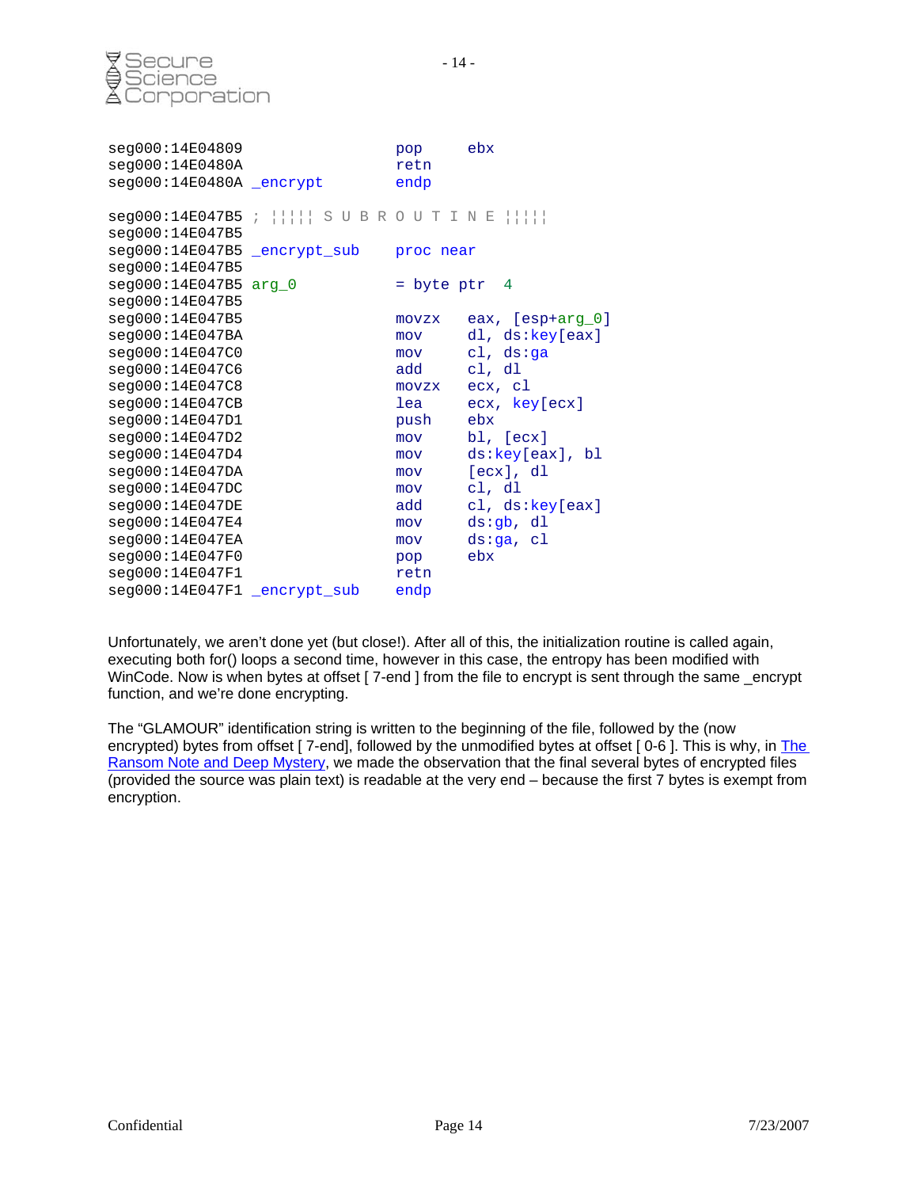```
seg000:14E04809                 pop     ebx
seg000:14E0480A                 retn
seg000:14E0480A _encrypt        endp

seg000:14E047B5 ; ¦¦¦¦¦ S U B R O U T I N E ¦¦¦¦¦
seg000:14E047B5
seg000:14E047B5 _encrypt_sub    proc near
seg000:14E047B5
seg000:14E047B5 arg_0           = byte ptr  4
seg000:14E047B5
seg000:14E047B5                 movzx   eax, [esp+arg_0]
seg000:14E047BA                 mov     dl, ds:key[eax]
seg000:14E047C0                 mov     cl, ds:ga
seg000:14E047C6                 add     cl, dl
seg000:14E047C8                 movzx   ecx, cl
seg000:14E047CB                 lea     ecx, key[ecx]
seg000:14E047D1                 push    ebx
seg000:14E047D2                 mov     bl, [ecx]
seg000:14E047D4                 mov     ds:key[eax], bl
seg000:14E047DA                 mov     [ecx], dl
seg000:14E047DC                 mov     cl, dl
seg000:14E047DE                 add     cl, ds:key[eax]
seg000:14E047E4                 mov     ds:gb, dl
seg000:14E047EA                 mov     ds:ga, cl
seg000:14E047F0                 pop     ebx
seg000:14E047F1                 retn
seg000:14E047F1 _encrypt_sub    endp
```

Unfortunately, we aren't done yet (but close!). After all of this, the initialization routine is called again, executing both for() loops a second time, however in this case, the entropy has been modified with WinCode. Now is when bytes at offset [ 7-end ] from the file to encrypt is sent through the same _encrypt function, and we're done encrypting.

The "GLAMOUR" identification string is written to the beginning of the file, followed by the (now encrypted) bytes from offset [ 7-end], followed by the unmodified bytes at offset [ 0-6 ]. This is why, in The Ransom Note and Deep Mystery, we made the observation that the final several bytes of encrypted files (provided the source was plain text) is readable at the very end – because the first 7 bytes is exempt from encryption.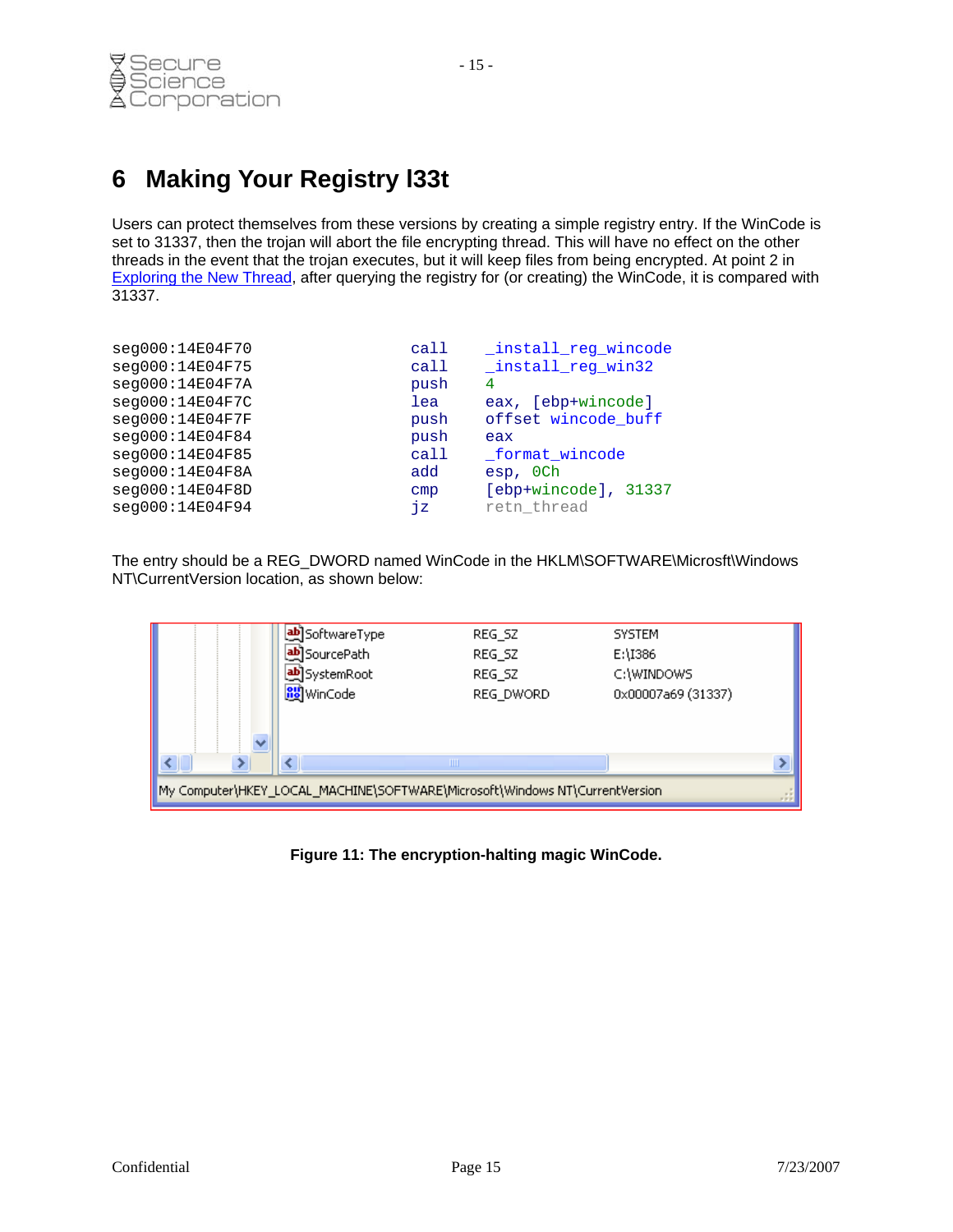# 6 Making Your Registry l33t

Users can protect themselves from these versions by creating a simple registry entry. If the WinCode is set to 31337, then the trojan will abort the file encrypting thread. This will have no effect on the other threads in the event that the trojan executes, but it will keep files from being encrypted. At point 2 in Exploring the New Thread, after querying the registry for (or creating) the WinCode, it is compared with 31337.

```
seg000:14E04F70                 call    _install_reg_wincode
seg000:14E04F75                 call    _install_reg_win32
seg000:14E04F7A                 push    4
seg000:14E04F7C                 lea     eax, [ebp+wincode]
seg000:14E04F7F                 push    offset wincode_buff
seg000:14E04F84                 push    eax
seg000:14E04F85                 call    _format_wincode
seg000:14E04F8A                 add     esp, 0Ch
seg000:14E04F8D                 cmp     [ebp+wincode], 31337
seg000:14E04F94                 jz      retn_thread
```

The entry should be a REG_DWORD named WinCode in the HKLM\SOFTWARE\Microsft\Windows NT\CurrentVersion location, as shown below:

| Name | Type | Data |
|---|---|---|
| SoftwareType | REG_SZ | SYSTEM |
| SourcePath | REG_SZ | E:\I386 |
| SystemRoot | REG_SZ | C:\WINDOWS |
| WinCode | REG_DWORD | 0x00007a69 (31337) |

My Computer\HKEY_LOCAL_MACHINE\SOFTWARE\Microsoft\Windows NT\CurrentVersion

**Figure 11: The encryption-halting magic WinCode.**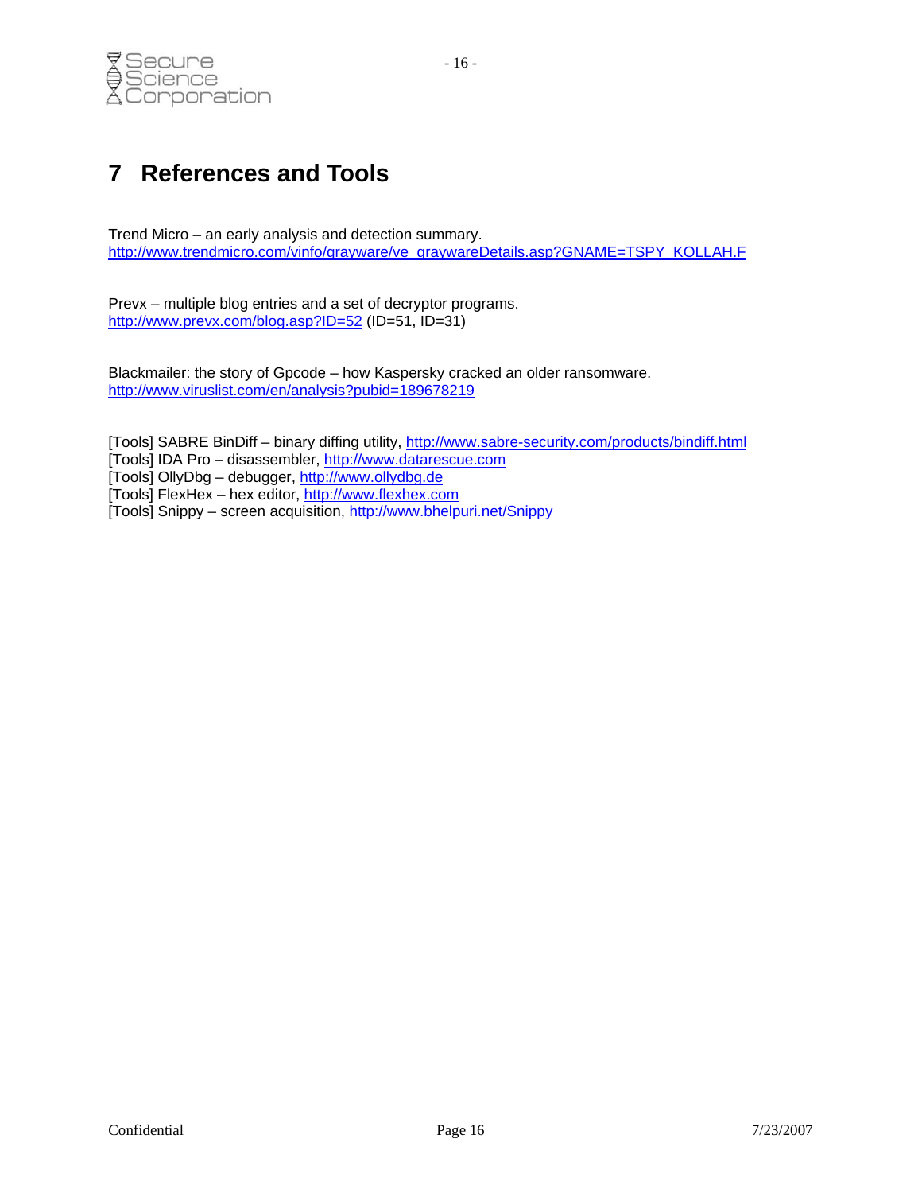# 7 References and Tools

Trend Micro – an early analysis and detection summary.
http://www.trendmicro.com/vinfo/grayware/ve_graywareDetails.asp?GNAME=TSPY_KOLLAH.F

Prevx – multiple blog entries and a set of decryptor programs.
http://www.prevx.com/blog.asp?ID=52 (ID=51, ID=31)

Blackmailer: the story of Gpcode – how Kaspersky cracked an older ransomware.
http://www.viruslist.com/en/analysis?pubid=189678219

[Tools] SABRE BinDiff – binary diffing utility, http://www.sabre-security.com/products/bindiff.html
[Tools] IDA Pro – disassembler, http://www.datarescue.com
[Tools] OllyDbg – debugger, http://www.ollydbg.de
[Tools] FlexHex – hex editor, http://www.flexhex.com
[Tools] Snippy – screen acquisition, http://www.bhelpuri.net/Snippy